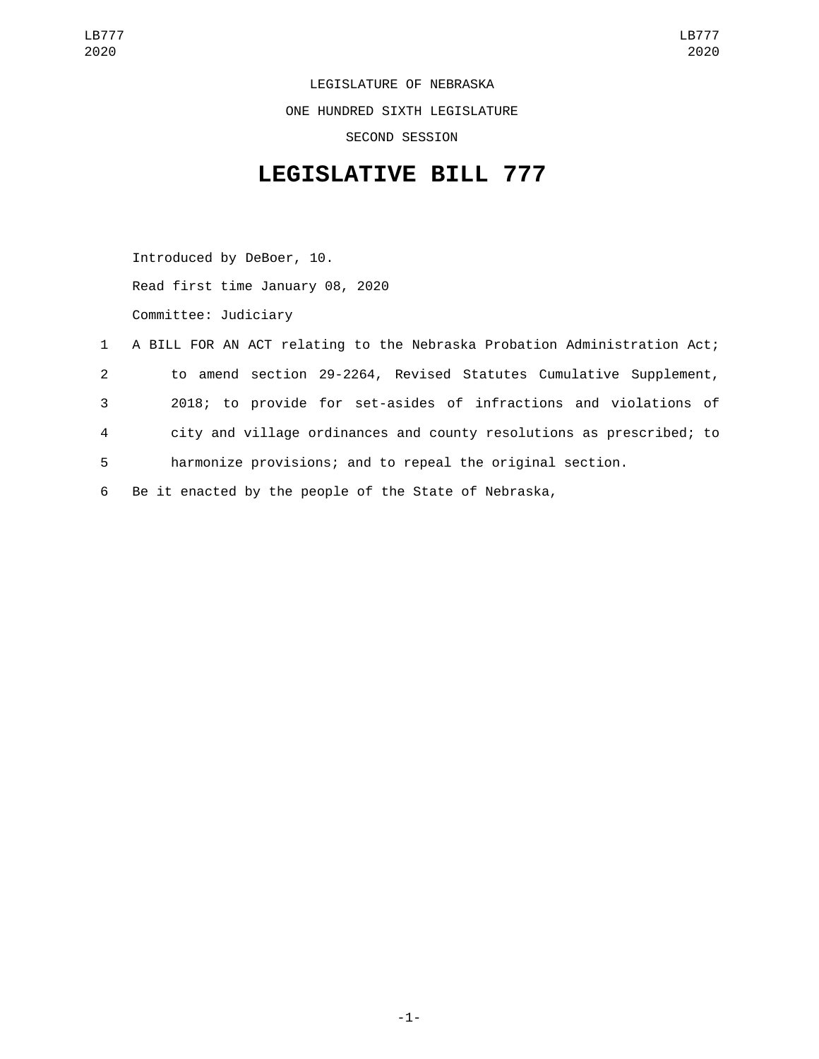LEGISLATURE OF NEBRASKA

ONE HUNDRED SIXTH LEGISLATURE

SECOND SESSION

# LEGISLATIVE BILL 777

Introduced by DeBoer, 10.

Read first time January 08, 2020

Committee: Judiciary

1 A BILL FOR AN ACT relating to the Nebraska Probation Administration Act;
2 to amend section 29-2264, Revised Statutes Cumulative Supplement,
3 2018; to provide for set-asides of infractions and violations of
4 city and village ordinances and county resolutions as prescribed; to
5 harmonize provisions; and to repeal the original section.

6 Be it enacted by the people of the State of Nebraska,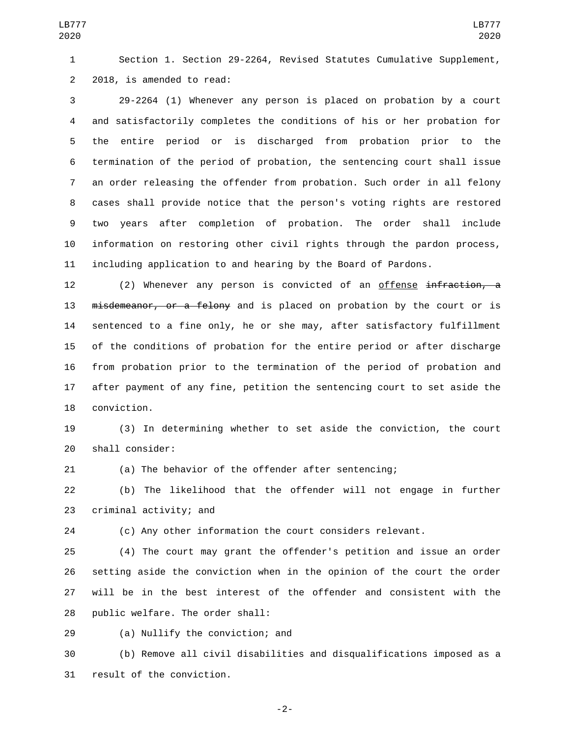Section 1. Section 29-2264, Revised Statutes Cumulative Supplement, 2018, is amended to read:

29-2264 (1) Whenever any person is placed on probation by a court and satisfactorily completes the conditions of his or her probation for the entire period or is discharged from probation prior to the termination of the period of probation, the sentencing court shall issue an order releasing the offender from probation. Such order in all felony cases shall provide notice that the person's voting rights are restored two years after completion of probation. The order shall include information on restoring other civil rights through the pardon process, including application to and hearing by the Board of Pardons.

(2) Whenever any person is convicted of an <u>offense</u> ~~infraction, a misdemeanor, or a felony~~ and is placed on probation by the court or is sentenced to a fine only, he or she may, after satisfactory fulfillment of the conditions of probation for the entire period or after discharge from probation prior to the termination of the period of probation and after payment of any fine, petition the sentencing court to set aside the conviction.

(3) In determining whether to set aside the conviction, the court shall consider:

(a) The behavior of the offender after sentencing;

(b) The likelihood that the offender will not engage in further criminal activity; and

(c) Any other information the court considers relevant.

(4) The court may grant the offender's petition and issue an order setting aside the conviction when in the opinion of the court the order will be in the best interest of the offender and consistent with the public welfare. The order shall:

(a) Nullify the conviction; and

(b) Remove all civil disabilities and disqualifications imposed as a result of the conviction.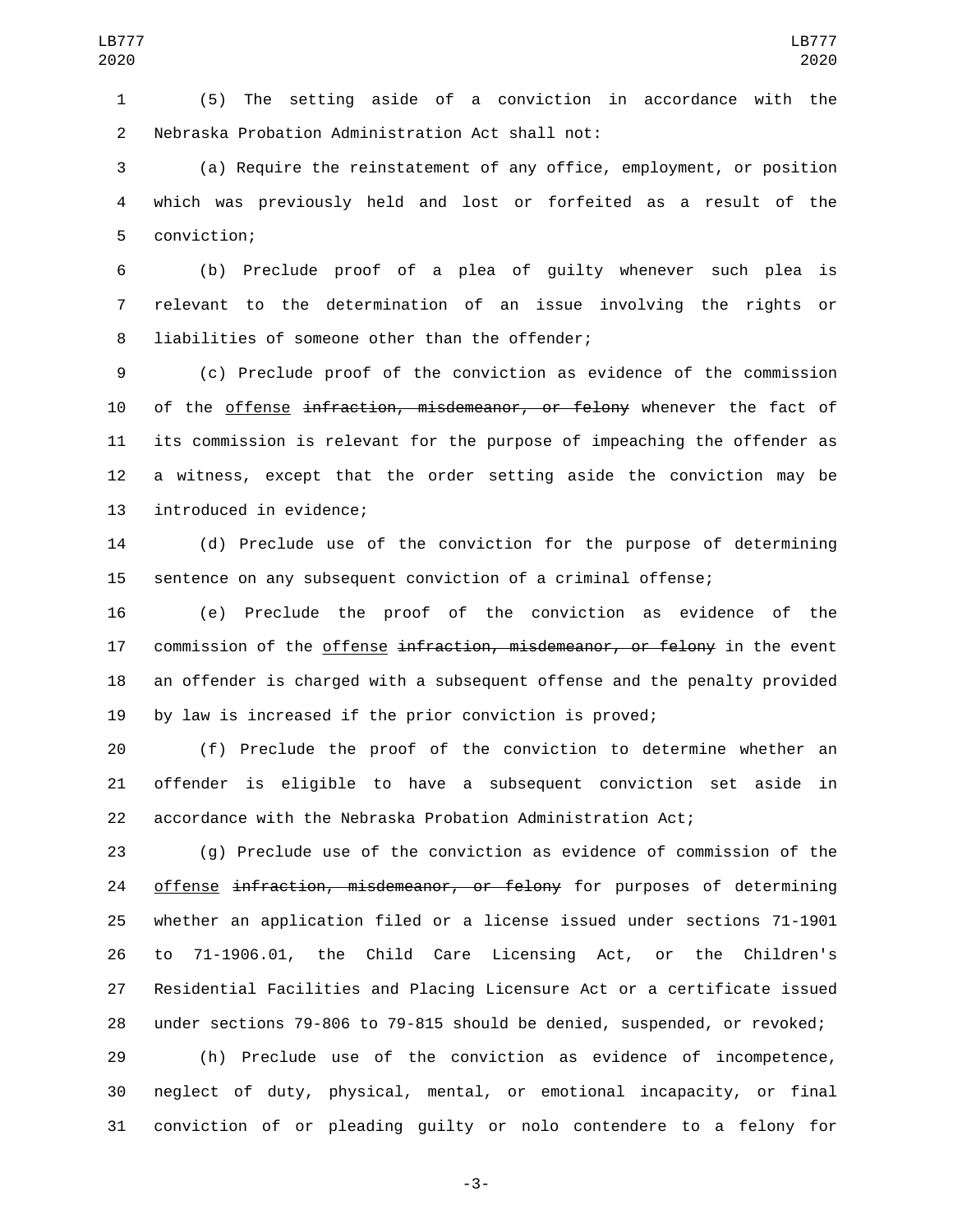(5) The setting aside of a conviction in accordance with the Nebraska Probation Administration Act shall not:

(a) Require the reinstatement of any office, employment, or position which was previously held and lost or forfeited as a result of the conviction;

(b) Preclude proof of a plea of guilty whenever such plea is relevant to the determination of an issue involving the rights or liabilities of someone other than the offender;

(c) Preclude proof of the conviction as evidence of the commission of the <u>offense</u> ~~infraction, misdemeanor, or felony~~ whenever the fact of its commission is relevant for the purpose of impeaching the offender as a witness, except that the order setting aside the conviction may be introduced in evidence;

(d) Preclude use of the conviction for the purpose of determining sentence on any subsequent conviction of a criminal offense;

(e) Preclude the proof of the conviction as evidence of the commission of the <u>offense</u> ~~infraction, misdemeanor, or felony~~ in the event an offender is charged with a subsequent offense and the penalty provided by law is increased if the prior conviction is proved;

(f) Preclude the proof of the conviction to determine whether an offender is eligible to have a subsequent conviction set aside in accordance with the Nebraska Probation Administration Act;

(g) Preclude use of the conviction as evidence of commission of the <u>offense</u> ~~infraction, misdemeanor, or felony~~ for purposes of determining whether an application filed or a license issued under sections 71-1901 to 71-1906.01, the Child Care Licensing Act, or the Children's Residential Facilities and Placing Licensure Act or a certificate issued under sections 79-806 to 79-815 should be denied, suspended, or revoked;

(h) Preclude use of the conviction as evidence of incompetence, neglect of duty, physical, mental, or emotional incapacity, or final conviction of or pleading guilty or nolo contendere to a felony for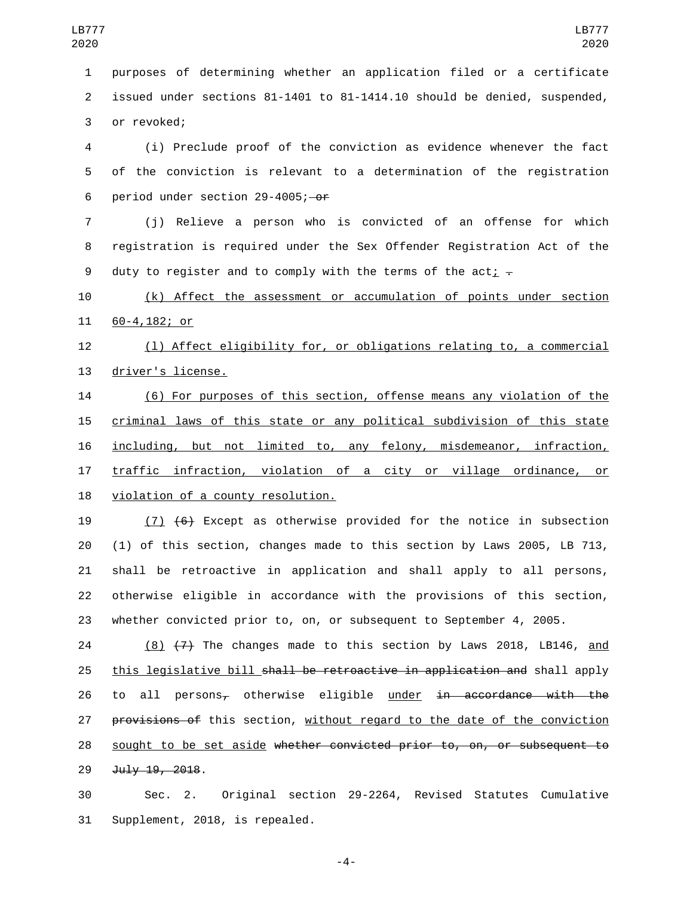purposes of determining whether an application filed or a certificate issued under sections 81-1401 to 81-1414.10 should be denied, suspended, or revoked;

(i) Preclude proof of the conviction as evidence whenever the fact of the conviction is relevant to a determination of the registration period under section 29-4005; ~~or~~

(j) Relieve a person who is convicted of an offense for which registration is required under the Sex Offender Registration Act of the duty to register and to comply with the terms of the act; ~~.~~

(k) Affect the assessment or accumulation of points under section 60-4,182; or

(l) Affect eligibility for, or obligations relating to, a commercial driver's license.

(6) For purposes of this section, offense means any violation of the criminal laws of this state or any political subdivision of this state including, but not limited to, any felony, misdemeanor, infraction, traffic infraction, violation of a city or village ordinance, or violation of a county resolution.

(7) ~~(6)~~ Except as otherwise provided for the notice in subsection (1) of this section, changes made to this section by Laws 2005, LB 713, shall be retroactive in application and shall apply to all persons, otherwise eligible in accordance with the provisions of this section, whether convicted prior to, on, or subsequent to September 4, 2005.

(8) ~~(7)~~ The changes made to this section by Laws 2018, LB146, and this legislative bill ~~shall be retroactive in application and~~ shall apply to all persons~~,~~ otherwise eligible under ~~in accordance with the provisions of~~ this section, without regard to the date of the conviction sought to be set aside ~~whether convicted prior to, on, or subsequent to July 19, 2018~~.

Sec. 2. Original section 29-2264, Revised Statutes Cumulative Supplement, 2018, is repealed.